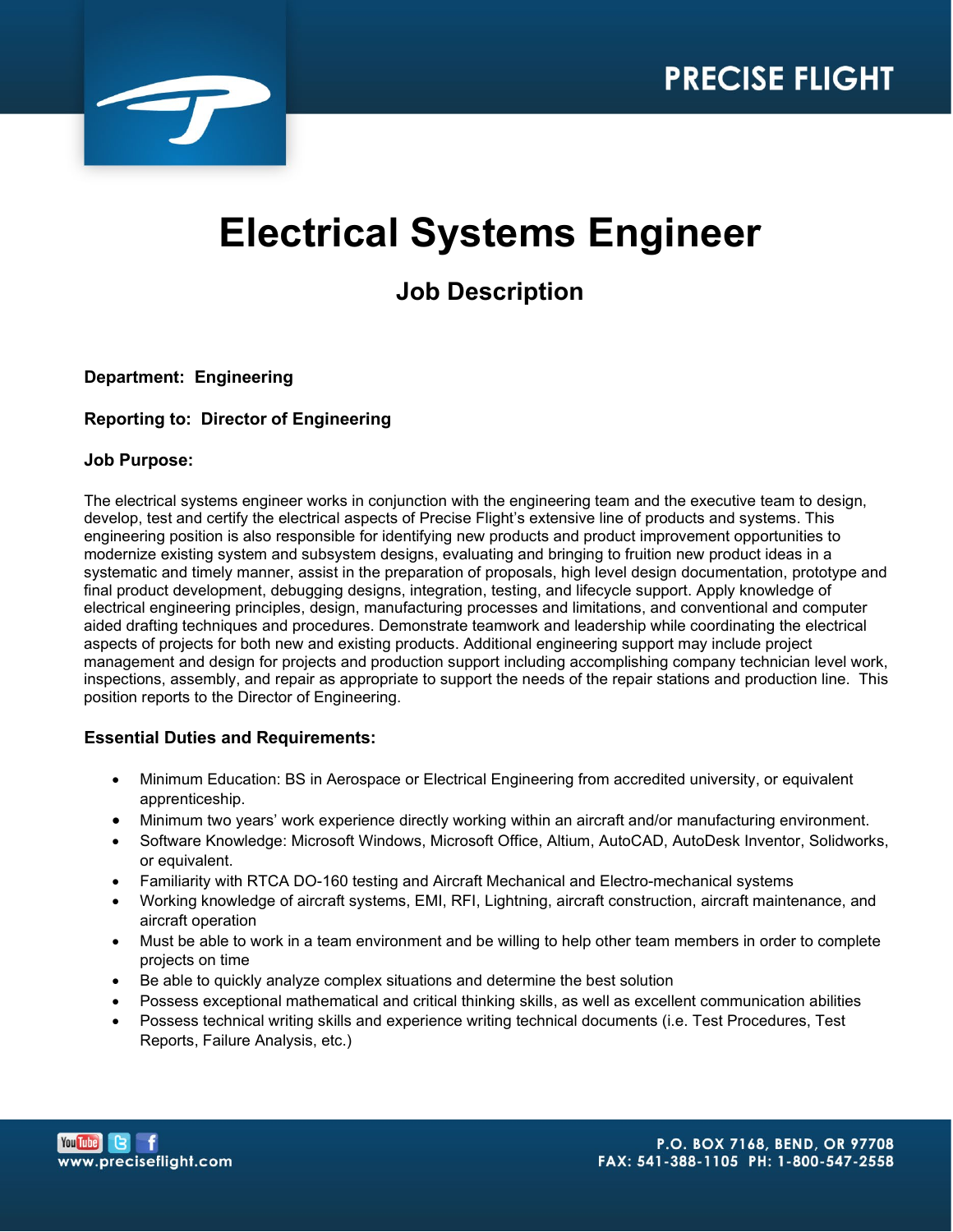# Electrical Systems Engineer

## Job Description

**Department: Engineering**

**Reporting to: Director of Engineering**

**Job Purpose:**

The electrical systems engineer works in conjunction with the engineering team and the executive team to design, develop, test and certify the electrical aspects of Precise Flight's extensive line of products and systems. This engineering position is also responsible for identifying new products and product improvement opportunities to modernize existing system and subsystem designs, evaluating and bringing to fruition new product ideas in a systematic and timely manner, assist in the preparation of proposals, high level design documentation, prototype and final product development, debugging designs, integration, testing, and lifecycle support. Apply knowledge of electrical engineering principles, design, manufacturing processes and limitations, and conventional and computer aided drafting techniques and procedures. Demonstrate teamwork and leadership while coordinating the electrical aspects of projects for both new and existing products. Additional engineering support may include project management and design for projects and production support including accomplishing company technician level work, inspections, assembly, and repair as appropriate to support the needs of the repair stations and production line. This position reports to the Director of Engineering.

**Essential Duties and Requirements:**

- Minimum Education: BS in Aerospace or Electrical Engineering from accredited university, or equivalent apprenticeship.
- Minimum two years' work experience directly working within an aircraft and/or manufacturing environment.
- Software Knowledge: Microsoft Windows, Microsoft Office, Altium, AutoCAD, AutoDesk Inventor, Solidworks, or equivalent.
- Familiarity with RTCA DO-160 testing and Aircraft Mechanical and Electro-mechanical systems
- Working knowledge of aircraft systems, EMI, RFI, Lightning, aircraft construction, aircraft maintenance, and aircraft operation
- Must be able to work in a team environment and be willing to help other team members in order to complete projects on time
- Be able to quickly analyze complex situations and determine the best solution
- Possess exceptional mathematical and critical thinking skills, as well as excellent communication abilities
- Possess technical writing skills and experience writing technical documents (i.e. Test Procedures, Test Reports, Failure Analysis, etc.)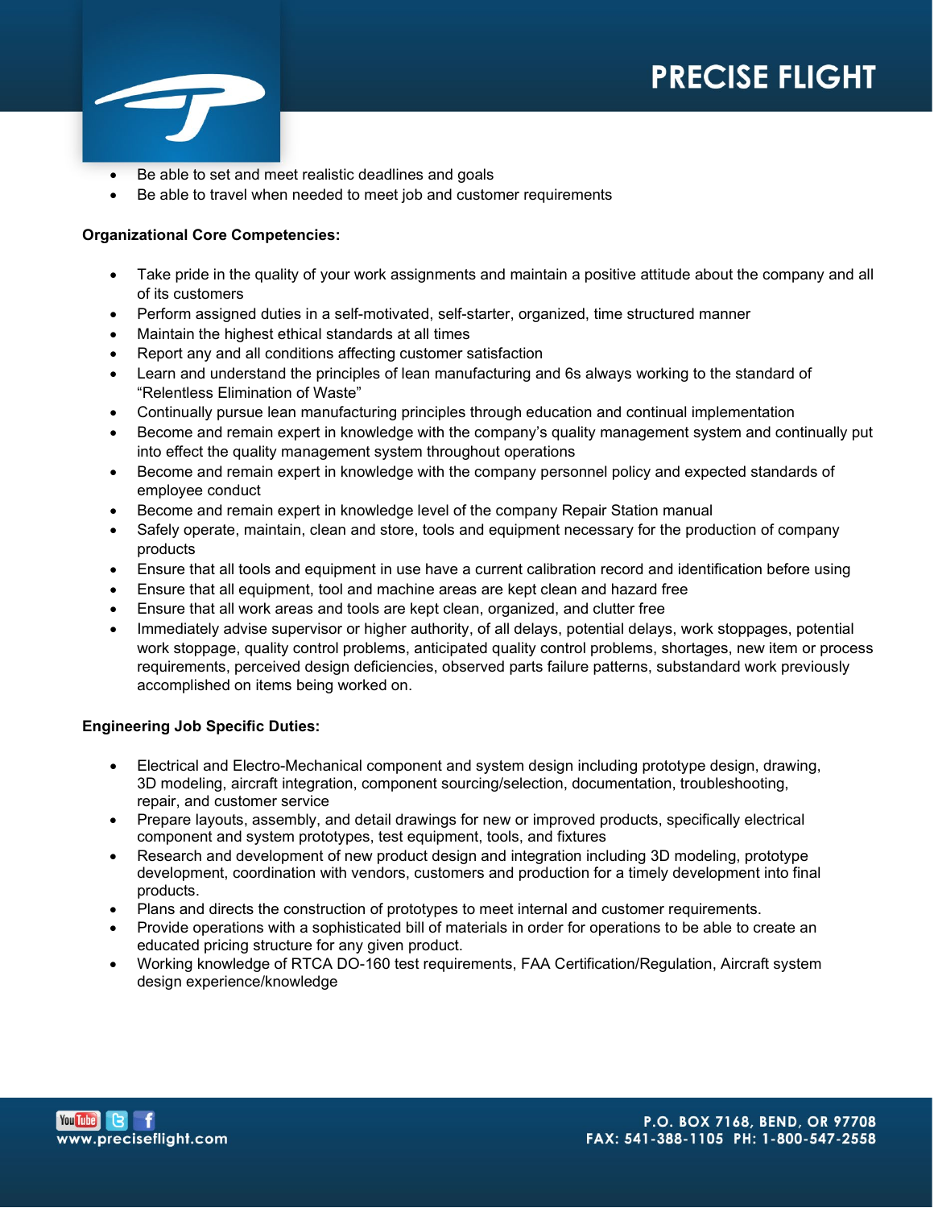- Be able to set and meet realistic deadlines and goals
- Be able to travel when needed to meet job and customer requirements

**Organizational Core Competencies:**

- Take pride in the quality of your work assignments and maintain a positive attitude about the company and all of its customers
- Perform assigned duties in a self-motivated, self-starter, organized, time structured manner
- Maintain the highest ethical standards at all times
- Report any and all conditions affecting customer satisfaction
- Learn and understand the principles of lean manufacturing and 6s always working to the standard of "Relentless Elimination of Waste"
- Continually pursue lean manufacturing principles through education and continual implementation
- Become and remain expert in knowledge with the company's quality management system and continually put into effect the quality management system throughout operations
- Become and remain expert in knowledge with the company personnel policy and expected standards of employee conduct
- Become and remain expert in knowledge level of the company Repair Station manual
- Safely operate, maintain, clean and store, tools and equipment necessary for the production of company products
- Ensure that all tools and equipment in use have a current calibration record and identification before using
- Ensure that all equipment, tool and machine areas are kept clean and hazard free
- Ensure that all work areas and tools are kept clean, organized, and clutter free
- Immediately advise supervisor or higher authority, of all delays, potential delays, work stoppages, potential work stoppage, quality control problems, anticipated quality control problems, shortages, new item or process requirements, perceived design deficiencies, observed parts failure patterns, substandard work previously accomplished on items being worked on.

**Engineering Job Specific Duties:**

- Electrical and Electro-Mechanical component and system design including prototype design, drawing, 3D modeling, aircraft integration, component sourcing/selection, documentation, troubleshooting, repair, and customer service
- Prepare layouts, assembly, and detail drawings for new or improved products, specifically electrical component and system prototypes, test equipment, tools, and fixtures
- Research and development of new product design and integration including 3D modeling, prototype development, coordination with vendors, customers and production for a timely development into final products.
- Plans and directs the construction of prototypes to meet internal and customer requirements.
- Provide operations with a sophisticated bill of materials in order for operations to be able to create an educated pricing structure for any given product.
- Working knowledge of RTCA DO-160 test requirements, FAA Certification/Regulation, Aircraft system design experience/knowledge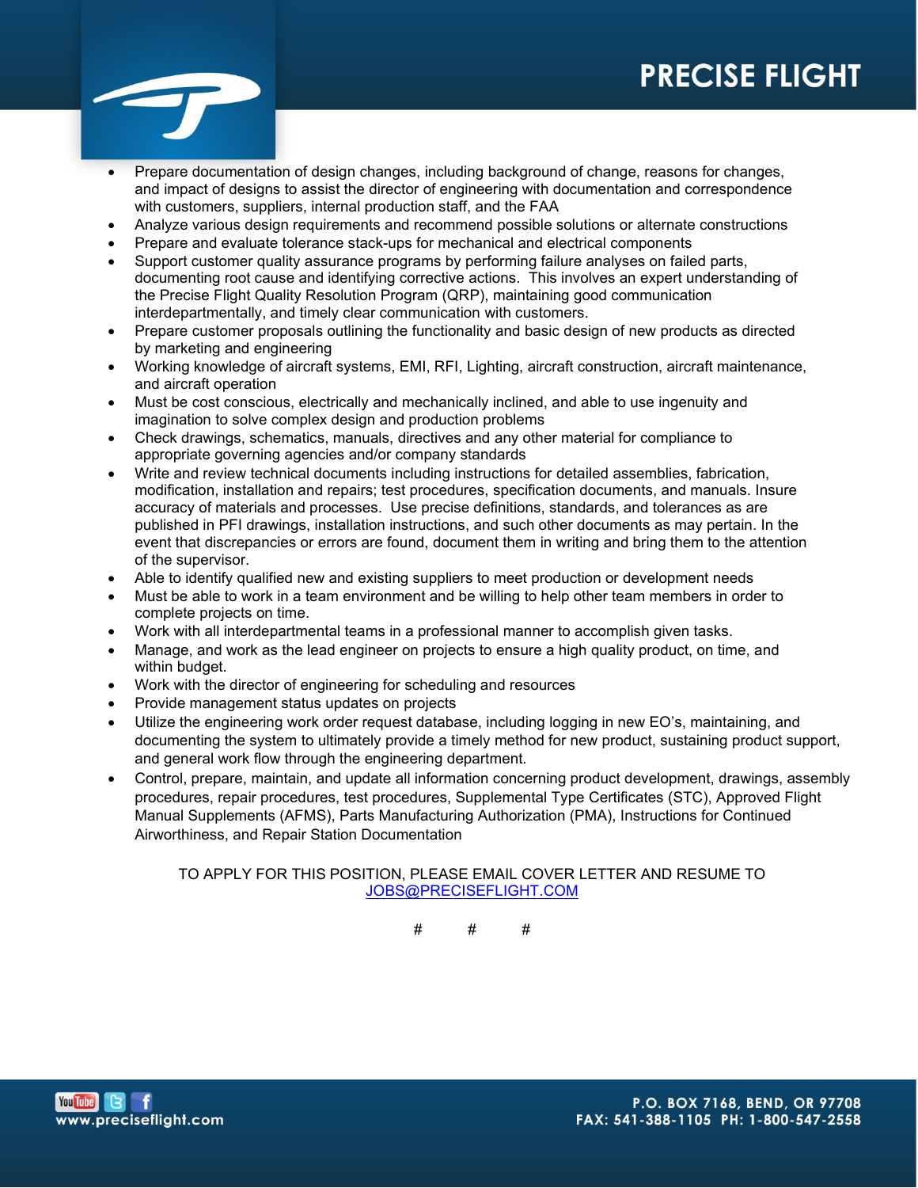- Prepare documentation of design changes, including background of change, reasons for changes, and impact of designs to assist the director of engineering with documentation and correspondence with customers, suppliers, internal production staff, and the FAA
- Analyze various design requirements and recommend possible solutions or alternate constructions
- Prepare and evaluate tolerance stack-ups for mechanical and electrical components
- Support customer quality assurance programs by performing failure analyses on failed parts, documenting root cause and identifying corrective actions. This involves an expert understanding of the Precise Flight Quality Resolution Program (QRP), maintaining good communication interdepartmentally, and timely clear communication with customers.
- Prepare customer proposals outlining the functionality and basic design of new products as directed by marketing and engineering
- Working knowledge of aircraft systems, EMI, RFI, Lighting, aircraft construction, aircraft maintenance, and aircraft operation
- Must be cost conscious, electrically and mechanically inclined, and able to use ingenuity and imagination to solve complex design and production problems
- Check drawings, schematics, manuals, directives and any other material for compliance to appropriate governing agencies and/or company standards
- Write and review technical documents including instructions for detailed assemblies, fabrication, modification, installation and repairs; test procedures, specification documents, and manuals. Insure accuracy of materials and processes. Use precise definitions, standards, and tolerances as are published in PFI drawings, installation instructions, and such other documents as may pertain. In the event that discrepancies or errors are found, document them in writing and bring them to the attention of the supervisor.
- Able to identify qualified new and existing suppliers to meet production or development needs
- Must be able to work in a team environment and be willing to help other team members in order to complete projects on time.
- Work with all interdepartmental teams in a professional manner to accomplish given tasks.
- Manage, and work as the lead engineer on projects to ensure a high quality product, on time, and within budget.
- Work with the director of engineering for scheduling and resources
- Provide management status updates on projects
- Utilize the engineering work order request database, including logging in new EO's, maintaining, and documenting the system to ultimately provide a timely method for new product, sustaining product support, and general work flow through the engineering department.
- Control, prepare, maintain, and update all information concerning product development, drawings, assembly procedures, repair procedures, test procedures, Supplemental Type Certificates (STC), Approved Flight Manual Supplements (AFMS), Parts Manufacturing Authorization (PMA), Instructions for Continued Airworthiness, and Repair Station Documentation

TO APPLY FOR THIS POSITION, PLEASE EMAIL COVER LETTER AND RESUME TO JOBS@PRECISEFLIGHT.COM

# # #